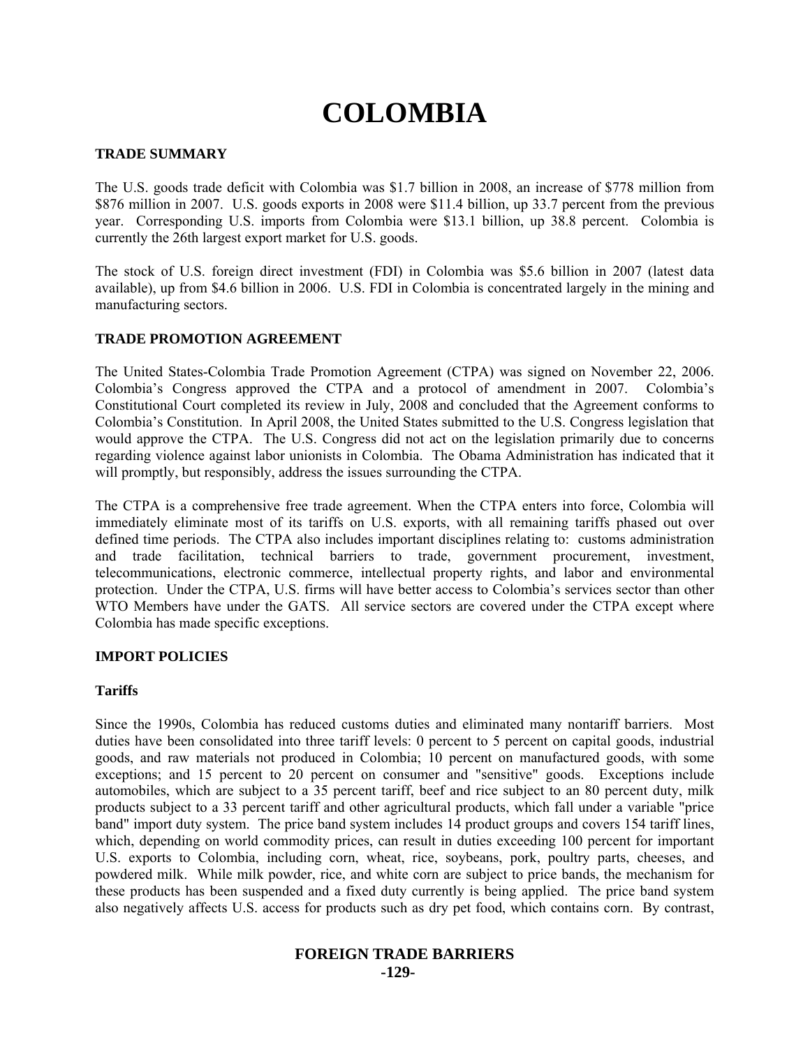# COLOMBIA

## TRADE SUMMARY

The U.S. goods trade deficit with Colombia was $1.7 billion in 2008, an increase of $778 million from $876 million in 2007. U.S. goods exports in 2008 were $11.4 billion, up 33.7 percent from the previous year. Corresponding U.S. imports from Colombia were $13.1 billion, up 38.8 percent. Colombia is currently the 26th largest export market for U.S. goods.

The stock of U.S. foreign direct investment (FDI) in Colombia was $5.6 billion in 2007 (latest data available), up from $4.6 billion in 2006. U.S. FDI in Colombia is concentrated largely in the mining and manufacturing sectors.

## TRADE PROMOTION AGREEMENT

The United States-Colombia Trade Promotion Agreement (CTPA) was signed on November 22, 2006. Colombia's Congress approved the CTPA and a protocol of amendment in 2007. Colombia's Constitutional Court completed its review in July, 2008 and concluded that the Agreement conforms to Colombia's Constitution. In April 2008, the United States submitted to the U.S. Congress legislation that would approve the CTPA. The U.S. Congress did not act on the legislation primarily due to concerns regarding violence against labor unionists in Colombia. The Obama Administration has indicated that it will promptly, but responsibly, address the issues surrounding the CTPA.

The CTPA is a comprehensive free trade agreement. When the CTPA enters into force, Colombia will immediately eliminate most of its tariffs on U.S. exports, with all remaining tariffs phased out over defined time periods. The CTPA also includes important disciplines relating to: customs administration and trade facilitation, technical barriers to trade, government procurement, investment, telecommunications, electronic commerce, intellectual property rights, and labor and environmental protection. Under the CTPA, U.S. firms will have better access to Colombia's services sector than other WTO Members have under the GATS. All service sectors are covered under the CTPA except where Colombia has made specific exceptions.

## IMPORT POLICIES

### Tariffs

Since the 1990s, Colombia has reduced customs duties and eliminated many nontariff barriers. Most duties have been consolidated into three tariff levels: 0 percent to 5 percent on capital goods, industrial goods, and raw materials not produced in Colombia; 10 percent on manufactured goods, with some exceptions; and 15 percent to 20 percent on consumer and "sensitive" goods. Exceptions include automobiles, which are subject to a 35 percent tariff, beef and rice subject to an 80 percent duty, milk products subject to a 33 percent tariff and other agricultural products, which fall under a variable "price band" import duty system. The price band system includes 14 product groups and covers 154 tariff lines, which, depending on world commodity prices, can result in duties exceeding 100 percent for important U.S. exports to Colombia, including corn, wheat, rice, soybeans, pork, poultry parts, cheeses, and powdered milk. While milk powder, rice, and white corn are subject to price bands, the mechanism for these products has been suspended and a fixed duty currently is being applied. The price band system also negatively affects U.S. access for products such as dry pet food, which contains corn. By contrast,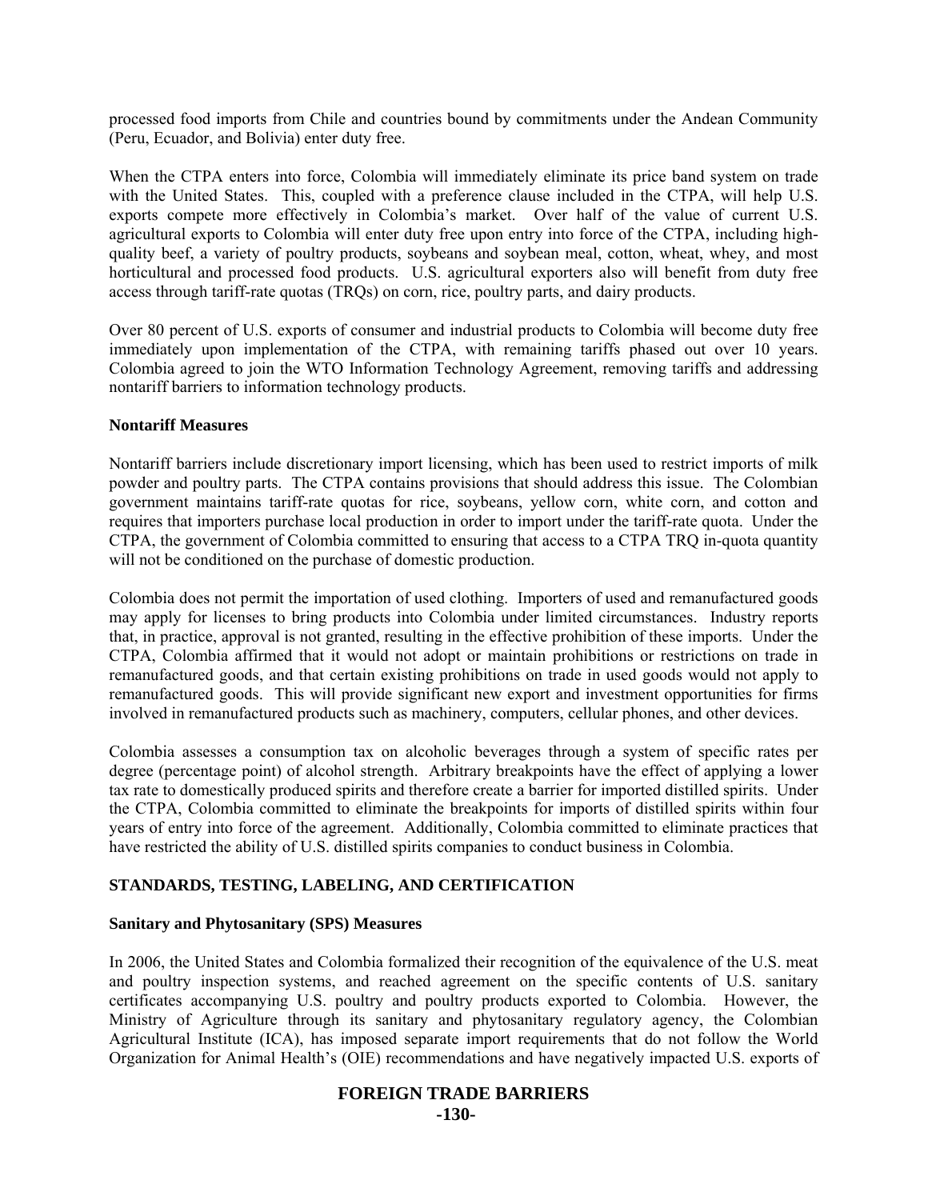processed food imports from Chile and countries bound by commitments under the Andean Community (Peru, Ecuador, and Bolivia) enter duty free.

When the CTPA enters into force, Colombia will immediately eliminate its price band system on trade with the United States. This, coupled with a preference clause included in the CTPA, will help U.S. exports compete more effectively in Colombia's market. Over half of the value of current U.S. agricultural exports to Colombia will enter duty free upon entry into force of the CTPA, including high-quality beef, a variety of poultry products, soybeans and soybean meal, cotton, wheat, whey, and most horticultural and processed food products. U.S. agricultural exporters also will benefit from duty free access through tariff-rate quotas (TRQs) on corn, rice, poultry parts, and dairy products.

Over 80 percent of U.S. exports of consumer and industrial products to Colombia will become duty free immediately upon implementation of the CTPA, with remaining tariffs phased out over 10 years. Colombia agreed to join the WTO Information Technology Agreement, removing tariffs and addressing nontariff barriers to information technology products.

**Nontariff Measures**

Nontariff barriers include discretionary import licensing, which has been used to restrict imports of milk powder and poultry parts. The CTPA contains provisions that should address this issue. The Colombian government maintains tariff-rate quotas for rice, soybeans, yellow corn, white corn, and cotton and requires that importers purchase local production in order to import under the tariff-rate quota. Under the CTPA, the government of Colombia committed to ensuring that access to a CTPA TRQ in-quota quantity will not be conditioned on the purchase of domestic production.

Colombia does not permit the importation of used clothing. Importers of used and remanufactured goods may apply for licenses to bring products into Colombia under limited circumstances. Industry reports that, in practice, approval is not granted, resulting in the effective prohibition of these imports. Under the CTPA, Colombia affirmed that it would not adopt or maintain prohibitions or restrictions on trade in remanufactured goods, and that certain existing prohibitions on trade in used goods would not apply to remanufactured goods. This will provide significant new export and investment opportunities for firms involved in remanufactured products such as machinery, computers, cellular phones, and other devices.

Colombia assesses a consumption tax on alcoholic beverages through a system of specific rates per degree (percentage point) of alcohol strength. Arbitrary breakpoints have the effect of applying a lower tax rate to domestically produced spirits and therefore create a barrier for imported distilled spirits. Under the CTPA, Colombia committed to eliminate the breakpoints for imports of distilled spirits within four years of entry into force of the agreement. Additionally, Colombia committed to eliminate practices that have restricted the ability of U.S. distilled spirits companies to conduct business in Colombia.

## STANDARDS, TESTING, LABELING, AND CERTIFICATION

**Sanitary and Phytosanitary (SPS) Measures**

In 2006, the United States and Colombia formalized their recognition of the equivalence of the U.S. meat and poultry inspection systems, and reached agreement on the specific contents of U.S. sanitary certificates accompanying U.S. poultry and poultry products exported to Colombia. However, the Ministry of Agriculture through its sanitary and phytosanitary regulatory agency, the Colombian Agricultural Institute (ICA), has imposed separate import requirements that do not follow the World Organization for Animal Health's (OIE) recommendations and have negatively impacted U.S. exports of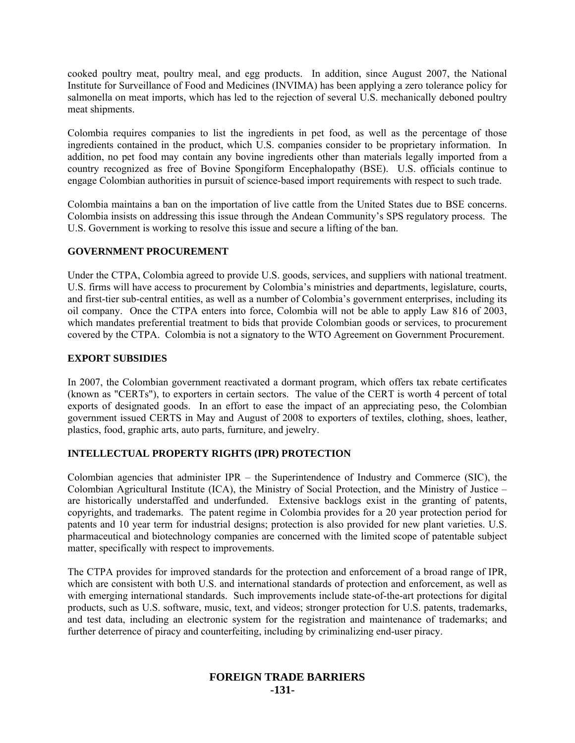cooked poultry meat, poultry meal, and egg products. In addition, since August 2007, the National Institute for Surveillance of Food and Medicines (INVIMA) has been applying a zero tolerance policy for salmonella on meat imports, which has led to the rejection of several U.S. mechanically deboned poultry meat shipments.

Colombia requires companies to list the ingredients in pet food, as well as the percentage of those ingredients contained in the product, which U.S. companies consider to be proprietary information. In addition, no pet food may contain any bovine ingredients other than materials legally imported from a country recognized as free of Bovine Spongiform Encephalopathy (BSE). U.S. officials continue to engage Colombian authorities in pursuit of science-based import requirements with respect to such trade.

Colombia maintains a ban on the importation of live cattle from the United States due to BSE concerns. Colombia insists on addressing this issue through the Andean Community's SPS regulatory process. The U.S. Government is working to resolve this issue and secure a lifting of the ban.

**GOVERNMENT PROCUREMENT**

Under the CTPA, Colombia agreed to provide U.S. goods, services, and suppliers with national treatment. U.S. firms will have access to procurement by Colombia's ministries and departments, legislature, courts, and first-tier sub-central entities, as well as a number of Colombia's government enterprises, including its oil company. Once the CTPA enters into force, Colombia will not be able to apply Law 816 of 2003, which mandates preferential treatment to bids that provide Colombian goods or services, to procurement covered by the CTPA. Colombia is not a signatory to the WTO Agreement on Government Procurement.

**EXPORT SUBSIDIES**

In 2007, the Colombian government reactivated a dormant program, which offers tax rebate certificates (known as "CERTs"), to exporters in certain sectors. The value of the CERT is worth 4 percent of total exports of designated goods. In an effort to ease the impact of an appreciating peso, the Colombian government issued CERTS in May and August of 2008 to exporters of textiles, clothing, shoes, leather, plastics, food, graphic arts, auto parts, furniture, and jewelry.

**INTELLECTUAL PROPERTY RIGHTS (IPR) PROTECTION**

Colombian agencies that administer IPR – the Superintendence of Industry and Commerce (SIC), the Colombian Agricultural Institute (ICA), the Ministry of Social Protection, and the Ministry of Justice – are historically understaffed and underfunded. Extensive backlogs exist in the granting of patents, copyrights, and trademarks. The patent regime in Colombia provides for a 20 year protection period for patents and 10 year term for industrial designs; protection is also provided for new plant varieties. U.S. pharmaceutical and biotechnology companies are concerned with the limited scope of patentable subject matter, specifically with respect to improvements.

The CTPA provides for improved standards for the protection and enforcement of a broad range of IPR, which are consistent with both U.S. and international standards of protection and enforcement, as well as with emerging international standards. Such improvements include state-of-the-art protections for digital products, such as U.S. software, music, text, and videos; stronger protection for U.S. patents, trademarks, and test data, including an electronic system for the registration and maintenance of trademarks; and further deterrence of piracy and counterfeiting, including by criminalizing end-user piracy.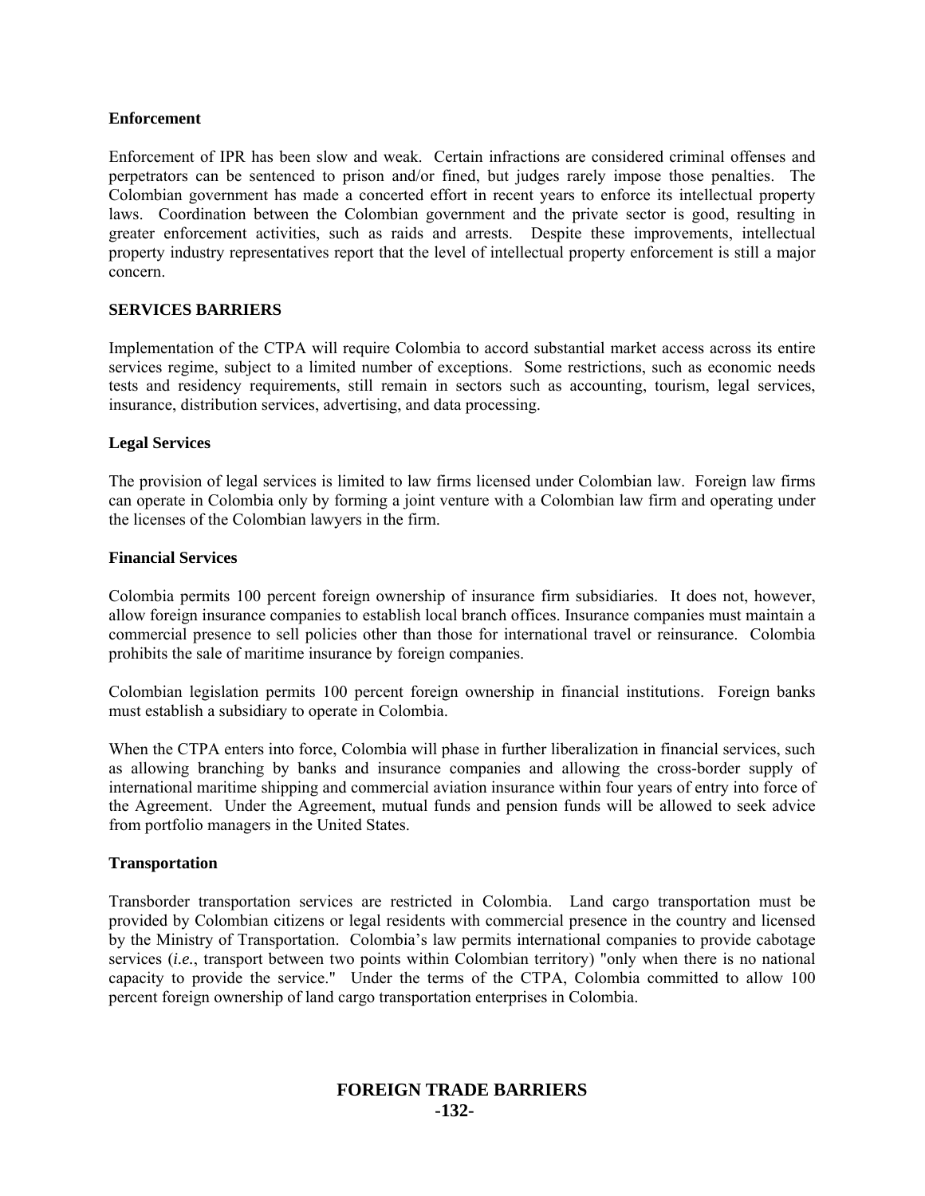### Enforcement

Enforcement of IPR has been slow and weak. Certain infractions are considered criminal offenses and perpetrators can be sentenced to prison and/or fined, but judges rarely impose those penalties. The Colombian government has made a concerted effort in recent years to enforce its intellectual property laws. Coordination between the Colombian government and the private sector is good, resulting in greater enforcement activities, such as raids and arrests. Despite these improvements, intellectual property industry representatives report that the level of intellectual property enforcement is still a major concern.

## SERVICES BARRIERS

Implementation of the CTPA will require Colombia to accord substantial market access across its entire services regime, subject to a limited number of exceptions. Some restrictions, such as economic needs tests and residency requirements, still remain in sectors such as accounting, tourism, legal services, insurance, distribution services, advertising, and data processing.

### Legal Services

The provision of legal services is limited to law firms licensed under Colombian law. Foreign law firms can operate in Colombia only by forming a joint venture with a Colombian law firm and operating under the licenses of the Colombian lawyers in the firm.

### Financial Services

Colombia permits 100 percent foreign ownership of insurance firm subsidiaries. It does not, however, allow foreign insurance companies to establish local branch offices. Insurance companies must maintain a commercial presence to sell policies other than those for international travel or reinsurance. Colombia prohibits the sale of maritime insurance by foreign companies.

Colombian legislation permits 100 percent foreign ownership in financial institutions. Foreign banks must establish a subsidiary to operate in Colombia.

When the CTPA enters into force, Colombia will phase in further liberalization in financial services, such as allowing branching by banks and insurance companies and allowing the cross-border supply of international maritime shipping and commercial aviation insurance within four years of entry into force of the Agreement. Under the Agreement, mutual funds and pension funds will be allowed to seek advice from portfolio managers in the United States.

### Transportation

Transborder transportation services are restricted in Colombia. Land cargo transportation must be provided by Colombian citizens or legal residents with commercial presence in the country and licensed by the Ministry of Transportation. Colombia's law permits international companies to provide cabotage services (*i.e.*, transport between two points within Colombian territory) "only when there is no national capacity to provide the service." Under the terms of the CTPA, Colombia committed to allow 100 percent foreign ownership of land cargo transportation enterprises in Colombia.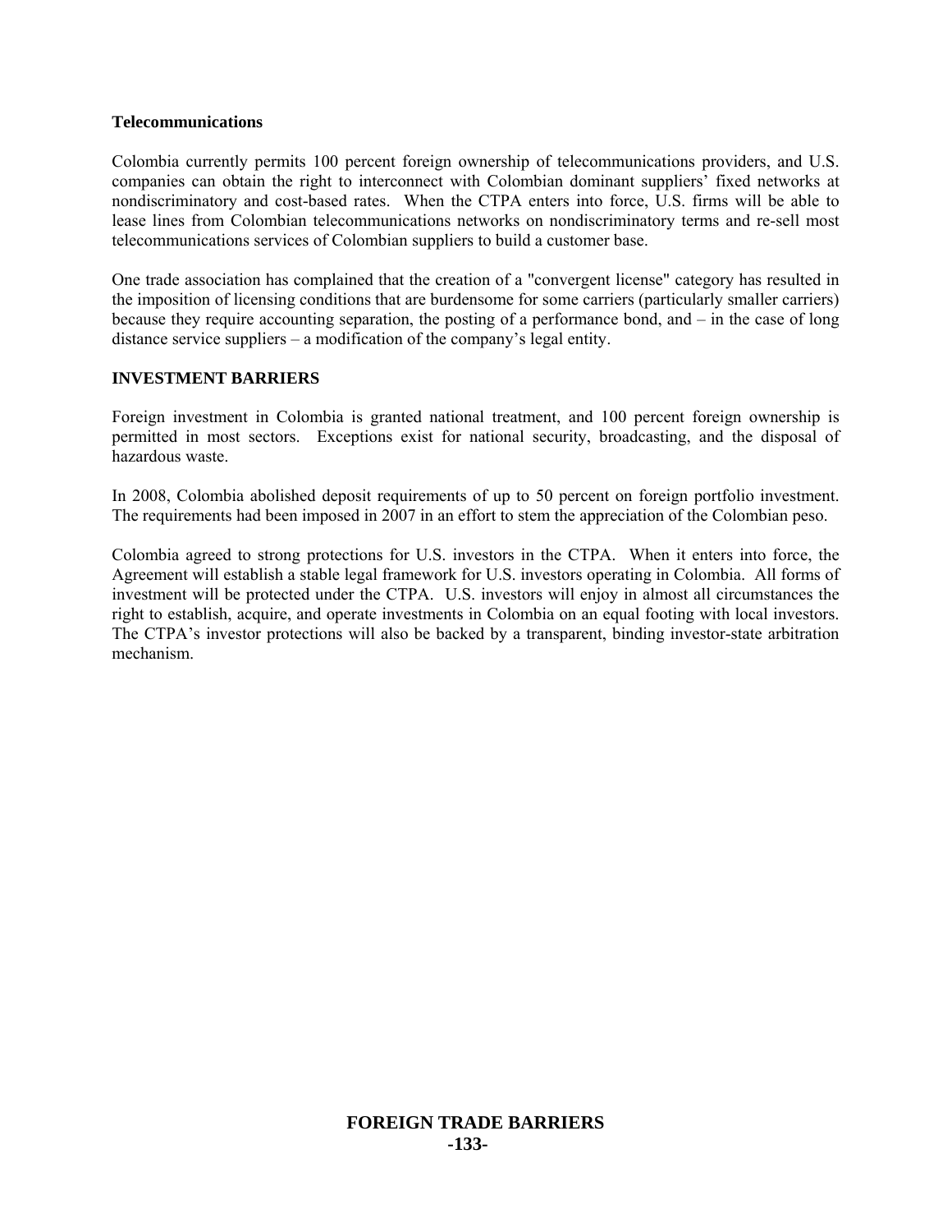**Telecommunications**

Colombia currently permits 100 percent foreign ownership of telecommunications providers, and U.S. companies can obtain the right to interconnect with Colombian dominant suppliers' fixed networks at nondiscriminatory and cost-based rates. When the CTPA enters into force, U.S. firms will be able to lease lines from Colombian telecommunications networks on nondiscriminatory terms and re-sell most telecommunications services of Colombian suppliers to build a customer base.

One trade association has complained that the creation of a "convergent license" category has resulted in the imposition of licensing conditions that are burdensome for some carriers (particularly smaller carriers) because they require accounting separation, the posting of a performance bond, and – in the case of long distance service suppliers – a modification of the company's legal entity.

## INVESTMENT BARRIERS

Foreign investment in Colombia is granted national treatment, and 100 percent foreign ownership is permitted in most sectors. Exceptions exist for national security, broadcasting, and the disposal of hazardous waste.

In 2008, Colombia abolished deposit requirements of up to 50 percent on foreign portfolio investment. The requirements had been imposed in 2007 in an effort to stem the appreciation of the Colombian peso.

Colombia agreed to strong protections for U.S. investors in the CTPA. When it enters into force, the Agreement will establish a stable legal framework for U.S. investors operating in Colombia. All forms of investment will be protected under the CTPA. U.S. investors will enjoy in almost all circumstances the right to establish, acquire, and operate investments in Colombia on an equal footing with local investors. The CTPA's investor protections will also be backed by a transparent, binding investor-state arbitration mechanism.